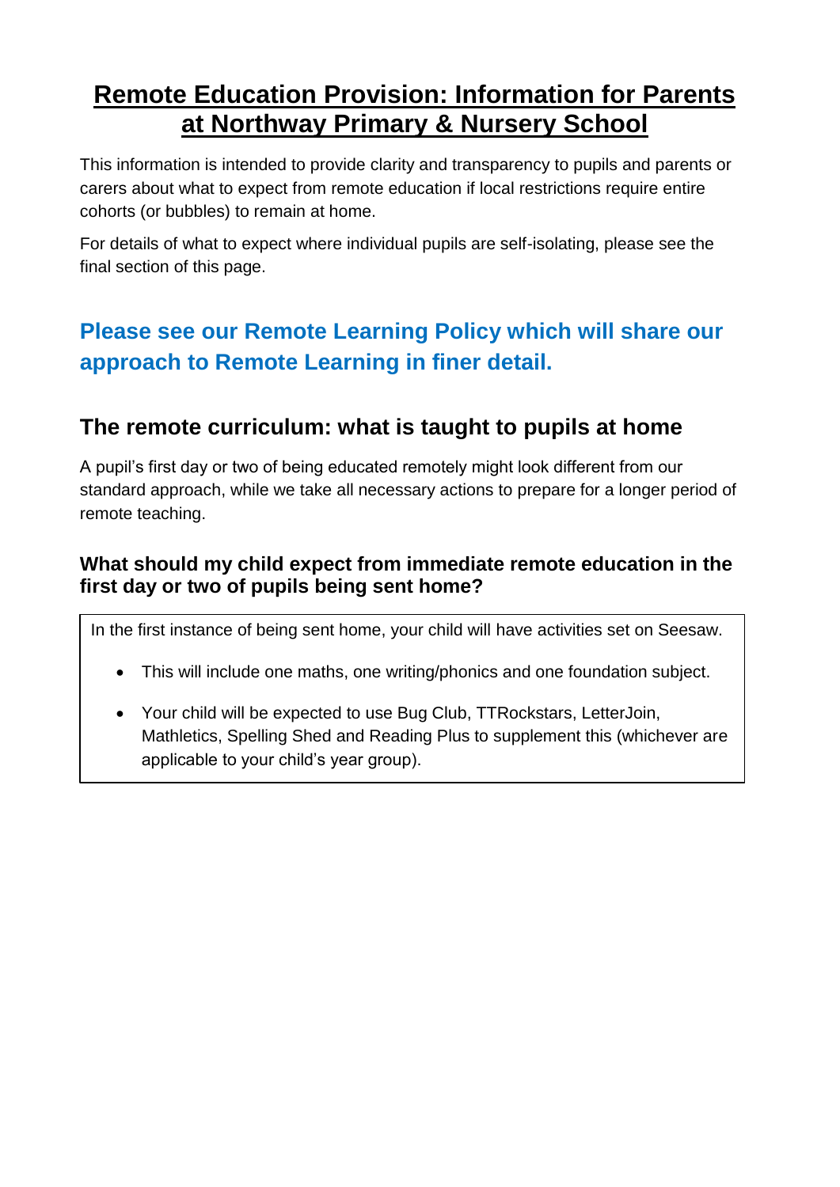# Remote Education Provision: Information for Parents at Northway Primary & Nursery School

This information is intended to provide clarity and transparency to pupils and parents or carers about what to expect from remote education if local restrictions require entire cohorts (or bubbles) to remain at home.

For details of what to expect where individual pupils are self-isolating, please see the final section of this page.

## Please see our Remote Learning Policy which will share our approach to Remote Learning in finer detail.

## The remote curriculum: what is taught to pupils at home

A pupil's first day or two of being educated remotely might look different from our standard approach, while we take all necessary actions to prepare for a longer period of remote teaching.

### What should my child expect from immediate remote education in the first day or two of pupils being sent home?

In the first instance of being sent home, your child will have activities set on Seesaw.

- This will include one maths, one writing/phonics and one foundation subject.
- Your child will be expected to use Bug Club, TTRockstars, LetterJoin, Mathletics, Spelling Shed and Reading Plus to supplement this (whichever are applicable to your child's year group).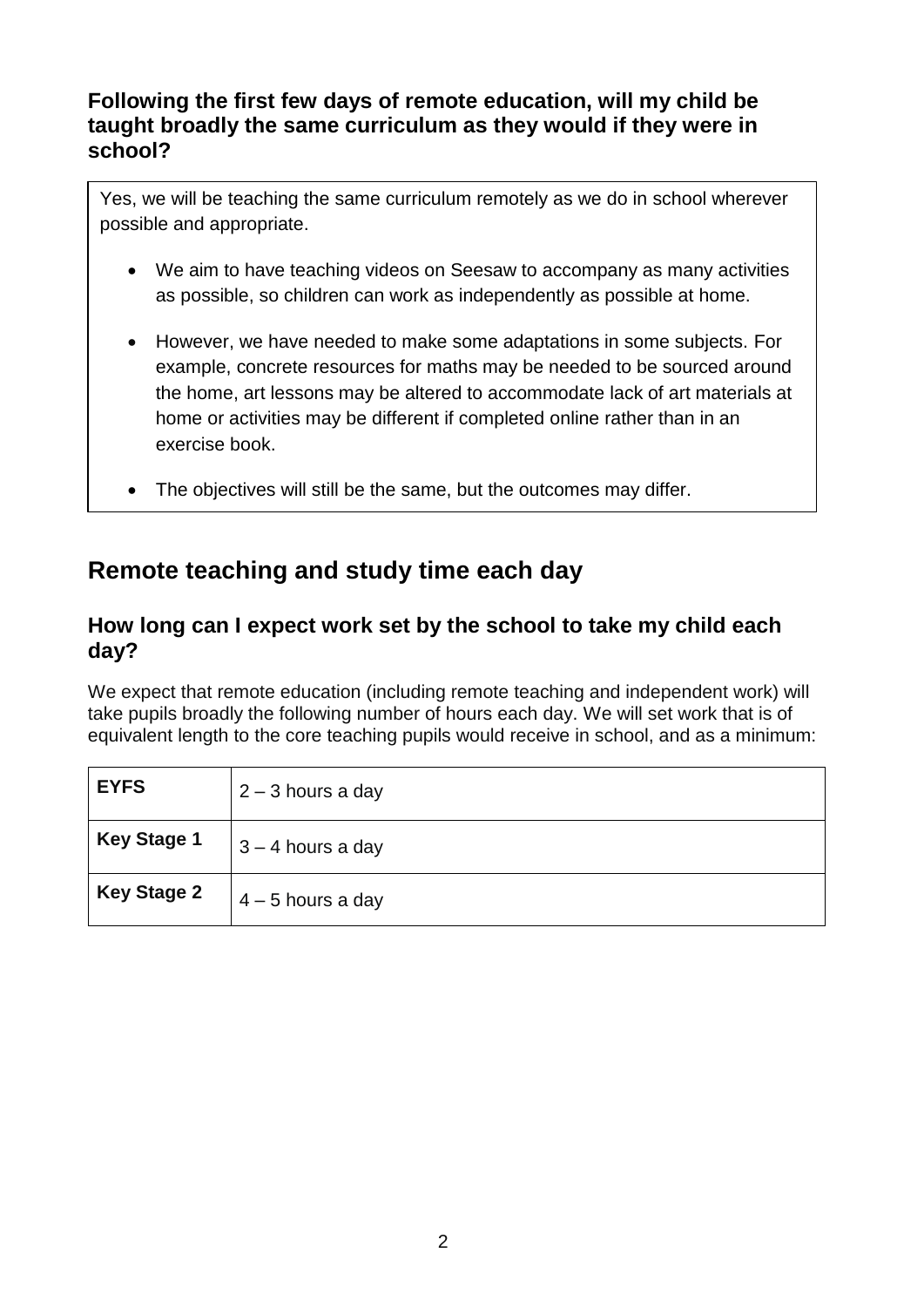### Following the first few days of remote education, will my child be taught broadly the same curriculum as they would if they were in school?

Yes, we will be teaching the same curriculum remotely as we do in school wherever possible and appropriate.

- We aim to have teaching videos on Seesaw to accompany as many activities as possible, so children can work as independently as possible at home.
- However, we have needed to make some adaptations in some subjects. For example, concrete resources for maths may be needed to be sourced around the home, art lessons may be altered to accommodate lack of art materials at home or activities may be different if completed online rather than in an exercise book.
- The objectives will still be the same, but the outcomes may differ.

## Remote teaching and study time each day

### How long can I expect work set by the school to take my child each day?

We expect that remote education (including remote teaching and independent work) will take pupils broadly the following number of hours each day. We will set work that is of equivalent length to the core teaching pupils would receive in school, and as a minimum:

| | |
|---|---|
| **EYFS** | 2 – 3 hours a day |
| **Key Stage 1** | 3 – 4 hours a day |
| **Key Stage 2** | 4 – 5 hours a day |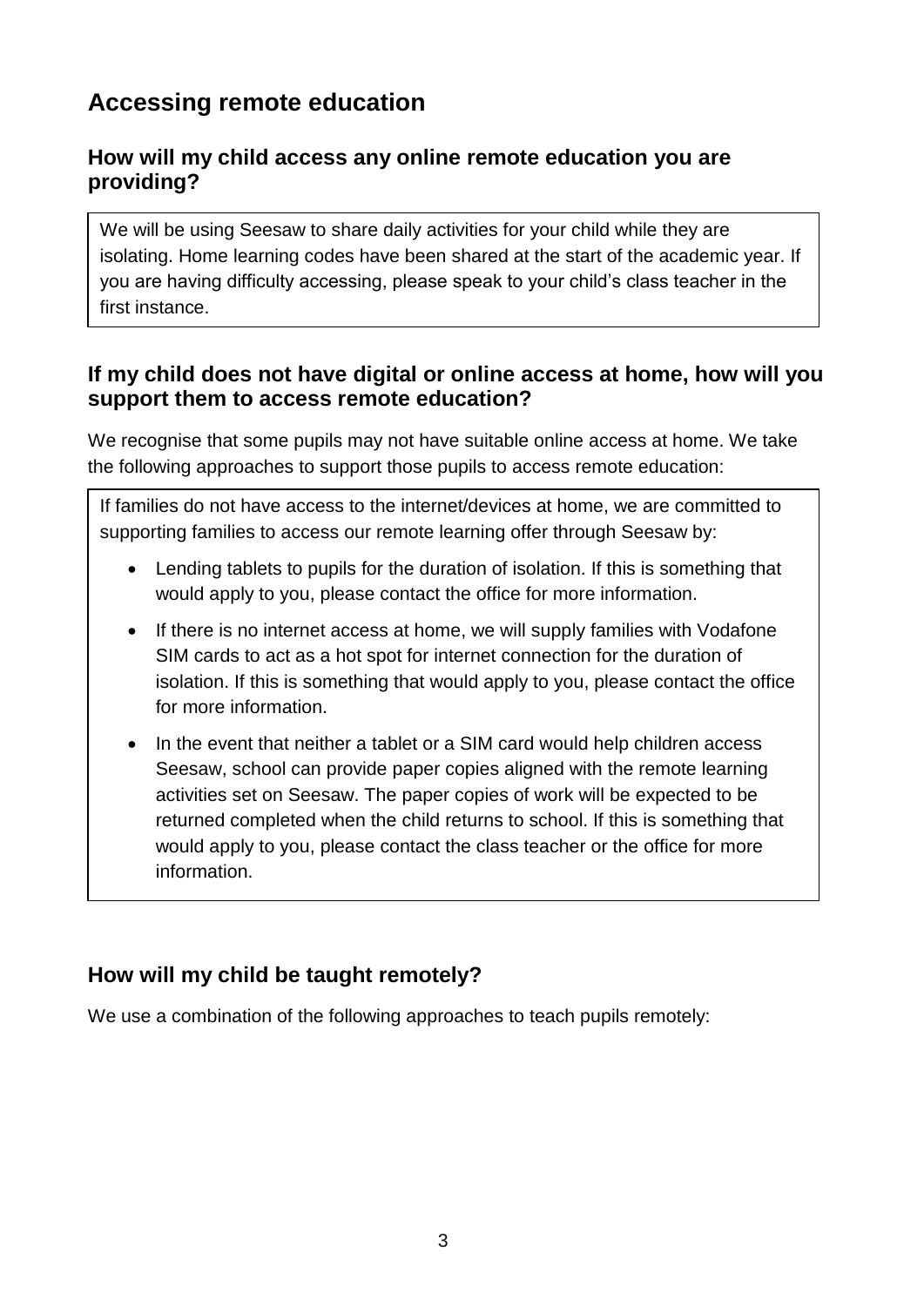## Accessing remote education

### How will my child access any online remote education you are providing?

We will be using Seesaw to share daily activities for your child while they are isolating. Home learning codes have been shared at the start of the academic year. If you are having difficulty accessing, please speak to your child's class teacher in the first instance.

### If my child does not have digital or online access at home, how will you support them to access remote education?

We recognise that some pupils may not have suitable online access at home. We take the following approaches to support those pupils to access remote education:

If families do not have access to the internet/devices at home, we are committed to supporting families to access our remote learning offer through Seesaw by:

- Lending tablets to pupils for the duration of isolation. If this is something that would apply to you, please contact the office for more information.
- If there is no internet access at home, we will supply families with Vodafone SIM cards to act as a hot spot for internet connection for the duration of isolation. If this is something that would apply to you, please contact the office for more information.
- In the event that neither a tablet or a SIM card would help children access Seesaw, school can provide paper copies aligned with the remote learning activities set on Seesaw. The paper copies of work will be expected to be returned completed when the child returns to school. If this is something that would apply to you, please contact the class teacher or the office for more information.

### How will my child be taught remotely?

We use a combination of the following approaches to teach pupils remotely: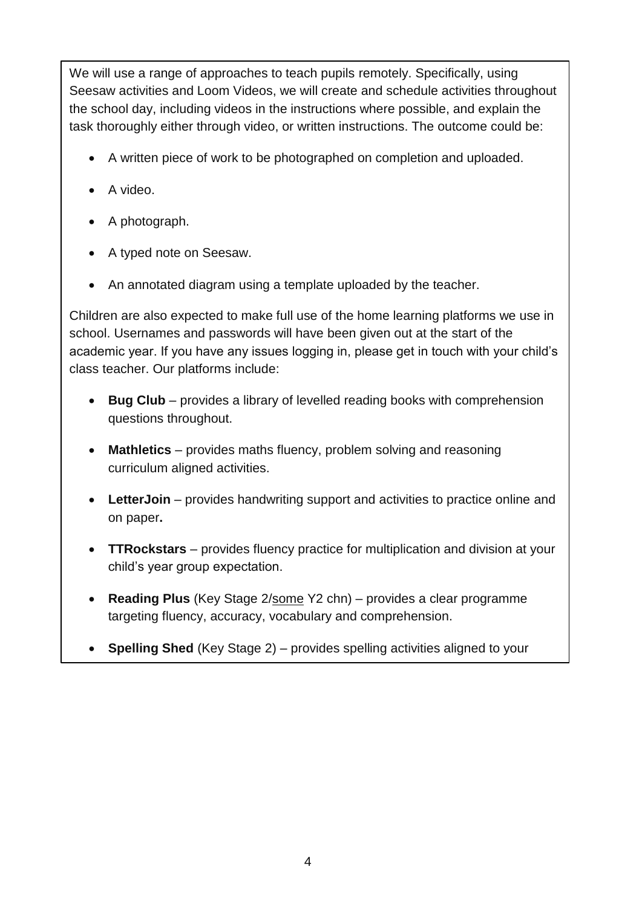We will use a range of approaches to teach pupils remotely. Specifically, using Seesaw activities and Loom Videos, we will create and schedule activities throughout the school day, including videos in the instructions where possible, and explain the task thoroughly either through video, or written instructions. The outcome could be:

- A written piece of work to be photographed on completion and uploaded.
- A video.
- A photograph.
- A typed note on Seesaw.
- An annotated diagram using a template uploaded by the teacher.

Children are also expected to make full use of the home learning platforms we use in school. Usernames and passwords will have been given out at the start of the academic year. If you have any issues logging in, please get in touch with your child's class teacher. Our platforms include:

- **Bug Club** – provides a library of levelled reading books with comprehension questions throughout.
- **Mathletics** – provides maths fluency, problem solving and reasoning curriculum aligned activities.
- **LetterJoin** – provides handwriting support and activities to practice online and on paper**.**
- **TTRockstars** – provides fluency practice for multiplication and division at your child's year group expectation.
- **Reading Plus** (Key Stage 2/<u>some</u> Y2 chn) – provides a clear programme targeting fluency, accuracy, vocabulary and comprehension.
- **Spelling Shed** (Key Stage 2) – provides spelling activities aligned to your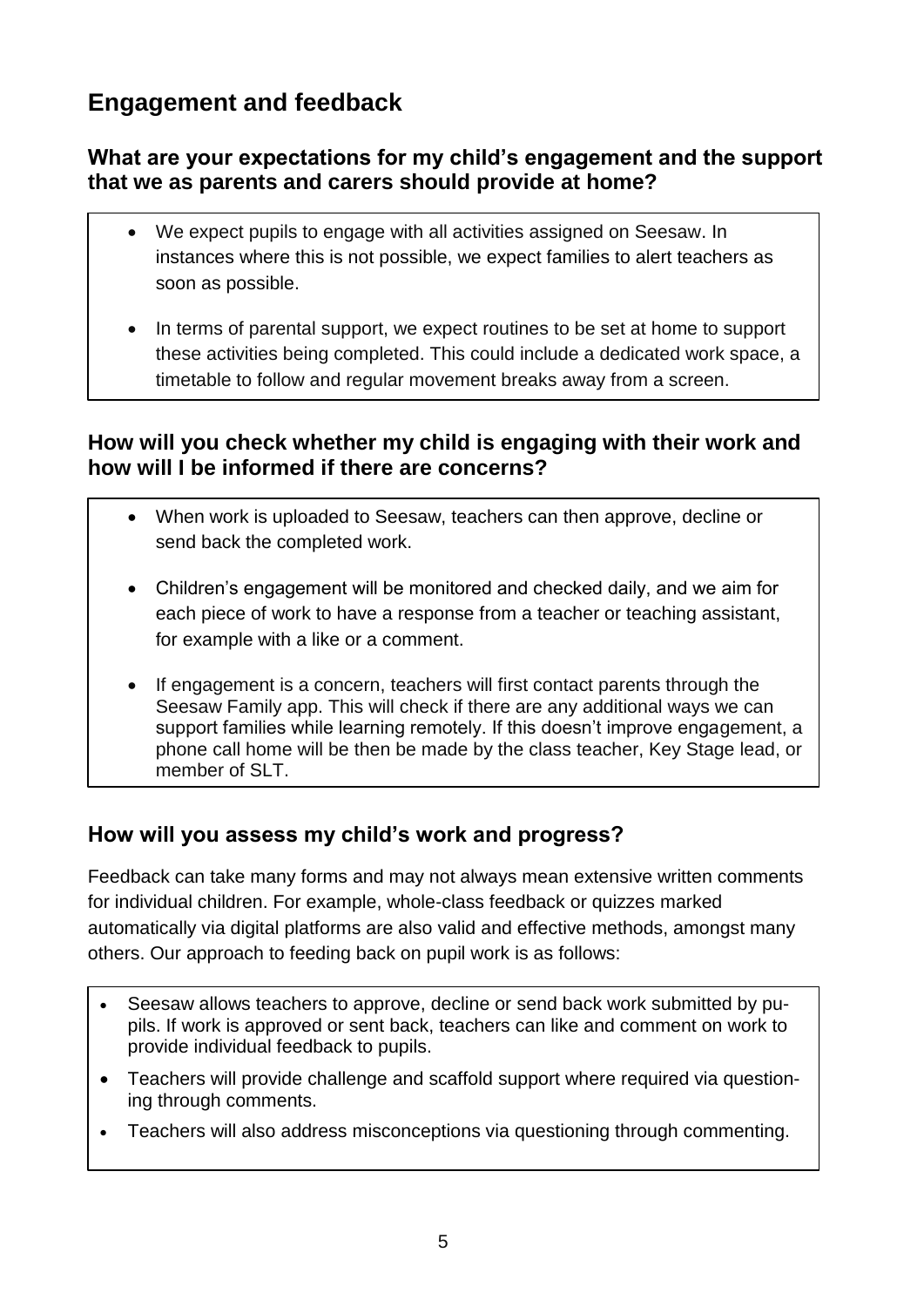## Engagement and feedback

### What are your expectations for my child's engagement and the support that we as parents and carers should provide at home?

- We expect pupils to engage with all activities assigned on Seesaw. In instances where this is not possible, we expect families to alert teachers as soon as possible.
- In terms of parental support, we expect routines to be set at home to support these activities being completed. This could include a dedicated work space, a timetable to follow and regular movement breaks away from a screen.

### How will you check whether my child is engaging with their work and how will I be informed if there are concerns?

- When work is uploaded to Seesaw, teachers can then approve, decline or send back the completed work.
- Children's engagement will be monitored and checked daily, and we aim for each piece of work to have a response from a teacher or teaching assistant, for example with a like or a comment.
- If engagement is a concern, teachers will first contact parents through the Seesaw Family app. This will check if there are any additional ways we can support families while learning remotely. If this doesn't improve engagement, a phone call home will be then be made by the class teacher, Key Stage lead, or member of SLT.

### How will you assess my child's work and progress?

Feedback can take many forms and may not always mean extensive written comments for individual children. For example, whole-class feedback or quizzes marked automatically via digital platforms are also valid and effective methods, amongst many others. Our approach to feeding back on pupil work is as follows:

- Seesaw allows teachers to approve, decline or send back work submitted by pupils. If work is approved or sent back, teachers can like and comment on work to provide individual feedback to pupils.
- Teachers will provide challenge and scaffold support where required via questioning through comments.
- Teachers will also address misconceptions via questioning through commenting.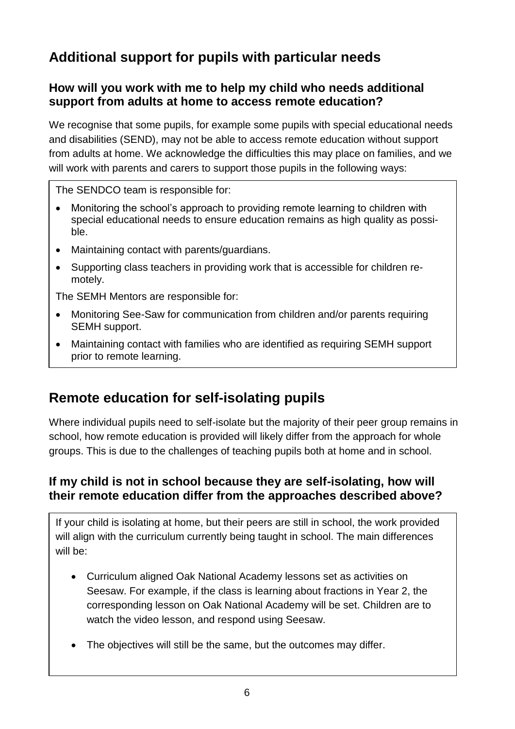## Additional support for pupils with particular needs

### How will you work with me to help my child who needs additional support from adults at home to access remote education?

We recognise that some pupils, for example some pupils with special educational needs and disabilities (SEND), may not be able to access remote education without support from adults at home. We acknowledge the difficulties this may place on families, and we will work with parents and carers to support those pupils in the following ways:

The SENDCO team is responsible for:

- Monitoring the school's approach to providing remote learning to children with special educational needs to ensure education remains as high quality as possible.
- Maintaining contact with parents/guardians.
- Supporting class teachers in providing work that is accessible for children remotely.

The SEMH Mentors are responsible for:

- Monitoring See-Saw for communication from children and/or parents requiring SEMH support.
- Maintaining contact with families who are identified as requiring SEMH support prior to remote learning.

## Remote education for self-isolating pupils

Where individual pupils need to self-isolate but the majority of their peer group remains in school, how remote education is provided will likely differ from the approach for whole groups. This is due to the challenges of teaching pupils both at home and in school.

### If my child is not in school because they are self-isolating, how will their remote education differ from the approaches described above?

If your child is isolating at home, but their peers are still in school, the work provided will align with the curriculum currently being taught in school. The main differences will be:

- Curriculum aligned Oak National Academy lessons set as activities on Seesaw. For example, if the class is learning about fractions in Year 2, the corresponding lesson on Oak National Academy will be set. Children are to watch the video lesson, and respond using Seesaw.
- The objectives will still be the same, but the outcomes may differ.